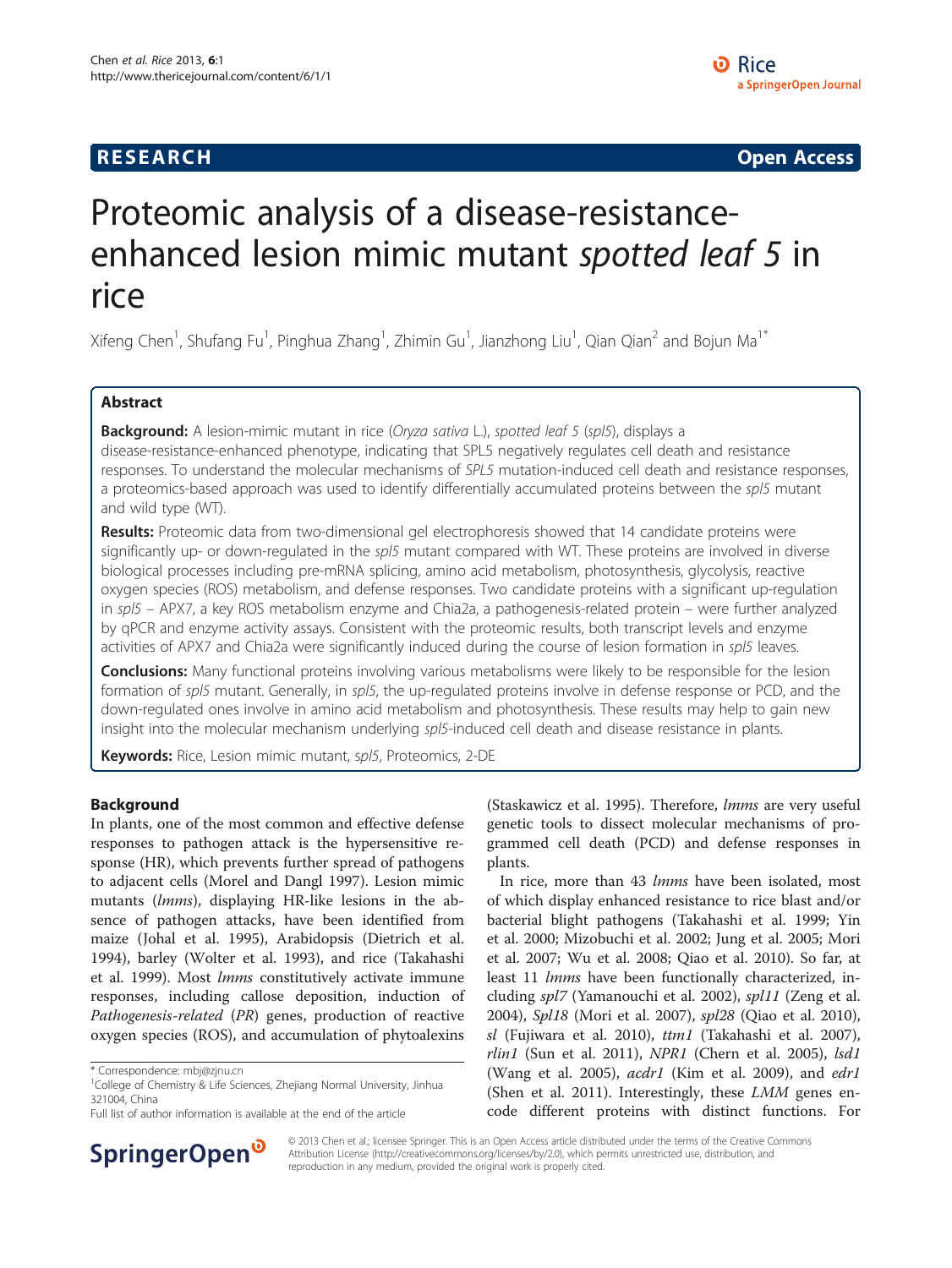**RESEARCH** **Open Access**

# Proteomic analysis of a disease-resistance-enhanced lesion mimic mutant *spotted leaf 5* in rice

Xifeng Chen[1], Shufang Fu[1], Pinghua Zhang[1], Zhimin Gu[1], Jianzhong Liu[1], Qian Qian[2] and Bojun Ma[1*]

## Abstract

**Background:** A lesion-mimic mutant in rice (*Oryza sativa* L.), *spotted leaf 5* (*spl5*), displays a disease-resistance-enhanced phenotype, indicating that SPL5 negatively regulates cell death and resistance responses. To understand the molecular mechanisms of *SPL5* mutation-induced cell death and resistance responses, a proteomics-based approach was used to identify differentially accumulated proteins between the *spl5* mutant and wild type (WT).

**Results:** Proteomic data from two-dimensional gel electrophoresis showed that 14 candidate proteins were significantly up- or down-regulated in the *spl5* mutant compared with WT. These proteins are involved in diverse biological processes including pre-mRNA splicing, amino acid metabolism, photosynthesis, glycolysis, reactive oxygen species (ROS) metabolism, and defense responses. Two candidate proteins with a significant up-regulation in *spl5* – APX7, a key ROS metabolism enzyme and Chia2a, a pathogenesis-related protein – were further analyzed by qPCR and enzyme activity assays. Consistent with the proteomic results, both transcript levels and enzyme activities of APX7 and Chia2a were significantly induced during the course of lesion formation in *spl5* leaves.

**Conclusions:** Many functional proteins involving various metabolisms were likely to be responsible for the lesion formation of *spl5* mutant. Generally, in *spl5*, the up-regulated proteins involve in defense response or PCD, and the down-regulated ones involve in amino acid metabolism and photosynthesis. These results may help to gain new insight into the molecular mechanism underlying *spl5*-induced cell death and disease resistance in plants.

**Keywords:** Rice, Lesion mimic mutant, *spl5*, Proteomics, 2-DE

## Background

In plants, one of the most common and effective defense responses to pathogen attack is the hypersensitive response (HR), which prevents further spread of pathogens to adjacent cells (Morel and Dangl 1997). Lesion mimic mutants (*lmms*), displaying HR-like lesions in the absence of pathogen attacks, have been identified from maize (Johal et al. 1995), Arabidopsis (Dietrich et al. 1994), barley (Wolter et al. 1993), and rice (Takahashi et al. 1999). Most *lmms* constitutively activate immune responses, including callose deposition, induction of *Pathogenesis-related* (*PR*) genes, production of reactive oxygen species (ROS), and accumulation of phytoalexins (Staskawicz et al. 1995). Therefore, *lmms* are very useful genetic tools to dissect molecular mechanisms of programmed cell death (PCD) and defense responses in plants.

In rice, more than 43 *lmms* have been isolated, most of which display enhanced resistance to rice blast and/or bacterial blight pathogens (Takahashi et al. 1999; Yin et al. 2000; Mizobuchi et al. 2002; Jung et al. 2005; Mori et al. 2007; Wu et al. 2008; Qiao et al. 2010). So far, at least 11 *lmms* have been functionally characterized, including *spl7* (Yamanouchi et al. 2002), *spl11* (Zeng et al. 2004), *Spl18* (Mori et al. 2007), *spl28* (Qiao et al. 2010), *sl* (Fujiwara et al. 2010), *ttm1* (Takahashi et al. 2007), *rlin1* (Sun et al. 2011), *NPR1* (Chern et al. 2005), *lsd1* (Wang et al. 2005), *acdr1* (Kim et al. 2009), and *edr1* (Shen et al. 2011). Interestingly, these *LMM* genes encode different proteins with distinct functions. For

\* Correspondence: mbj@zjnu.cn
[1]College of Chemistry & Life Sciences, Zhejiang Normal University, Jinhua 321004, China
Full list of author information is available at the end of the article

© 2013 Chen et al.; licensee Springer. This is an Open Access article distributed under the terms of the Creative Commons Attribution License (http://creativecommons.org/licenses/by/2.0), which permits unrestricted use, distribution, and reproduction in any medium, provided the original work is properly cited.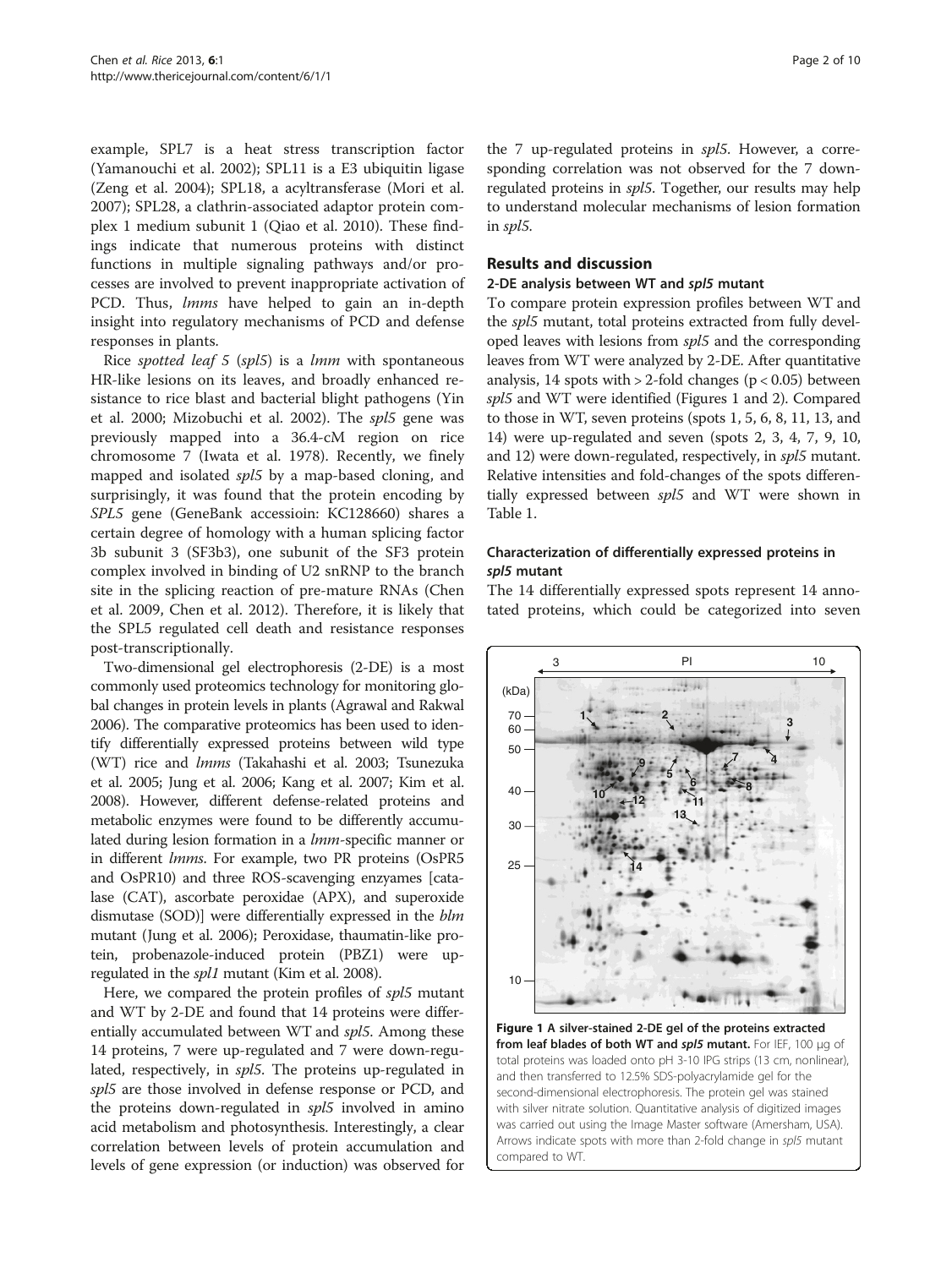example, SPL7 is a heat stress transcription factor (Yamanouchi et al. 2002); SPL11 is a E3 ubiquitin ligase (Zeng et al. 2004); SPL18, a acyltransferase (Mori et al. 2007); SPL28, a clathrin-associated adaptor protein complex 1 medium subunit 1 (Qiao et al. 2010). These findings indicate that numerous proteins with distinct functions in multiple signaling pathways and/or processes are involved to prevent inappropriate activation of PCD. Thus, *lmms* have helped to gain an in-depth insight into regulatory mechanisms of PCD and defense responses in plants.

Rice *spotted leaf 5* (*spl5*) is a *lmm* with spontaneous HR-like lesions on its leaves, and broadly enhanced resistance to rice blast and bacterial blight pathogens (Yin et al. 2000; Mizobuchi et al. 2002). The *spl5* gene was previously mapped into a 36.4-cM region on rice chromosome 7 (Iwata et al. 1978). Recently, we finely mapped and isolated *spl5* by a map-based cloning, and surprisingly, it was found that the protein encoding by *SPL5* gene (GeneBank accessioin: KC128660) shares a certain degree of homology with a human splicing factor 3b subunit 3 (SF3b3), one subunit of the SF3 protein complex involved in binding of U2 snRNP to the branch site in the splicing reaction of pre-mature RNAs (Chen et al. 2009, Chen et al. 2012). Therefore, it is likely that the SPL5 regulated cell death and resistance responses post-transcriptionally.

Two-dimensional gel electrophoresis (2-DE) is a most commonly used proteomics technology for monitoring global changes in protein levels in plants (Agrawal and Rakwal 2006). The comparative proteomics has been used to identify differentially expressed proteins between wild type (WT) rice and *lmms* (Takahashi et al. 2003; Tsunezuka et al. 2005; Jung et al. 2006; Kang et al. 2007; Kim et al. 2008). However, different defense-related proteins and metabolic enzymes were found to be differently accumulated during lesion formation in a *lmm*-specific manner or in different *lmms*. For example, two PR proteins (OsPR5 and OsPR10) and three ROS-scavenging enzymes [catalase (CAT), ascorbate peroxidae (APX), and superoxide dismutase (SOD)] were differentially expressed in the *blm* mutant (Jung et al. 2006); Peroxidase, thaumatin-like protein, probenazole-induced protein (PBZ1) were up-regulated in the *spl1* mutant (Kim et al. 2008).

Here, we compared the protein profiles of *spl5* mutant and WT by 2-DE and found that 14 proteins were differentially accumulated between WT and *spl5*. Among these 14 proteins, 7 were up-regulated and 7 were down-regulated, respectively, in *spl5*. The proteins up-regulated in *spl5* are those involved in defense response or PCD, and the proteins down-regulated in *spl5* involved in amino acid metabolism and photosynthesis. Interestingly, a clear correlation between levels of protein accumulation and levels of gene expression (or induction) was observed for the 7 up-regulated proteins in *spl5*. However, a corresponding correlation was not observed for the 7 down-regulated proteins in *spl5*. Together, our results may help to understand molecular mechanisms of lesion formation in *spl5*.

## Results and discussion

### 2-DE analysis between WT and *spl5* mutant

To compare protein expression profiles between WT and the *spl5* mutant, total proteins extracted from fully developed leaves with lesions from *spl5* and the corresponding leaves from WT were analyzed by 2-DE. After quantitative analysis, 14 spots with > 2-fold changes ($p < 0.05$) between *spl5* and WT were identified (Figures 1 and 2). Compared to those in WT, seven proteins (spots 1, 5, 6, 8, 11, 13, and 14) were up-regulated and seven (spots 2, 3, 4, 7, 9, 10, and 12) were down-regulated, respectively, in *spl5* mutant. Relative intensities and fold-changes of the spots differentially expressed between *spl5* and WT were shown in Table 1.

### Characterization of differentially expressed proteins in *spl5* mutant

The 14 differentially expressed spots represent 14 annotated proteins, which could be categorized into seven

**Figure 1 A silver-stained 2-DE gel of the proteins extracted from leaf blades of both WT and *spl5* mutant.** For IEF, 100 μg of total proteins was loaded onto pH 3-10 IPG strips (13 cm, nonlinear), and then transferred to 12.5% SDS-polyacrylamide gel for the second-dimensional electrophoresis. The protein gel was stained with silver nitrate solution. Quantitative analysis of digitized images was carried out using the Image Master software (Amersham, USA). Arrows indicate spots with more than 2-fold change in *spl5* mutant compared to WT.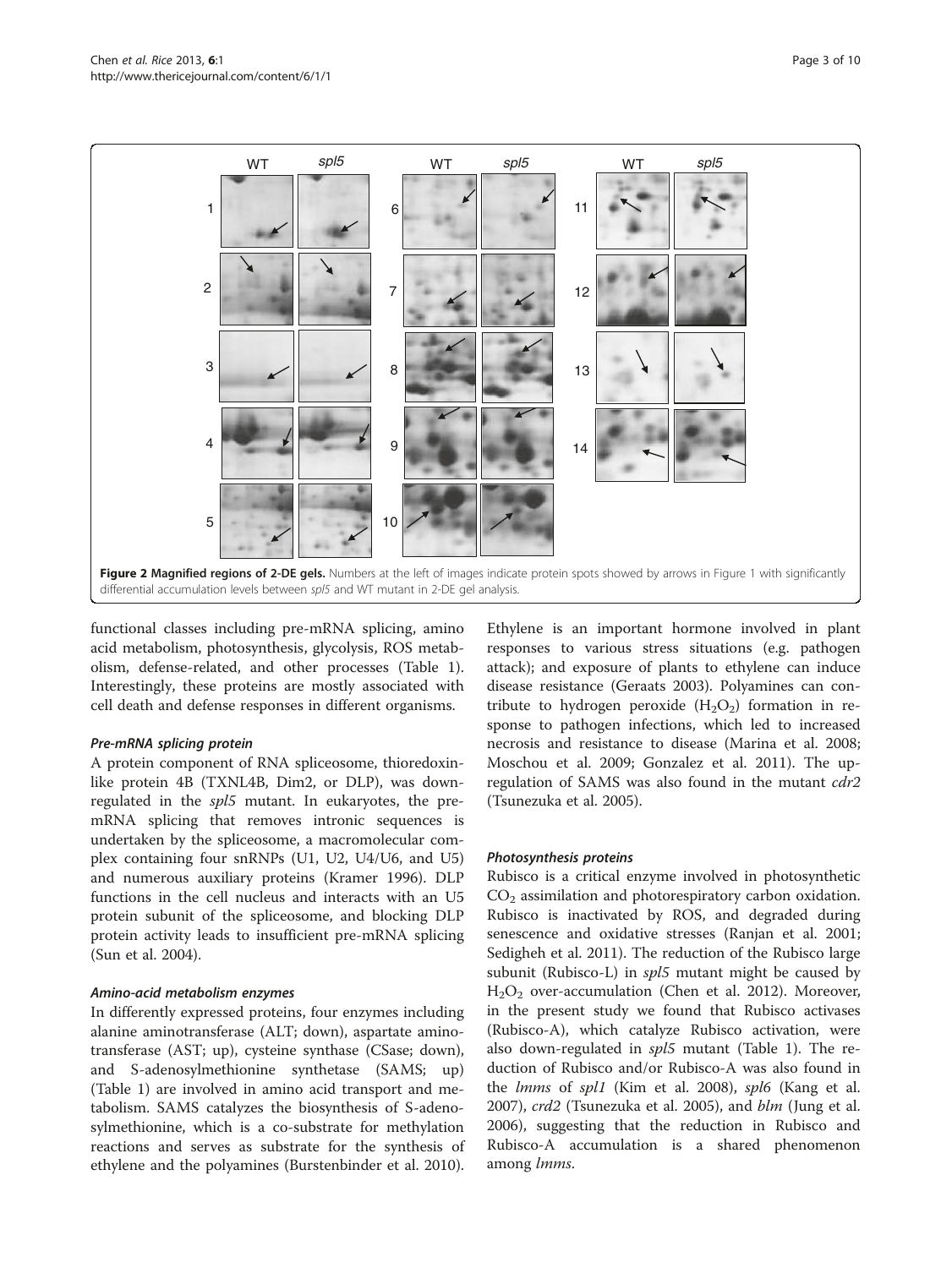**Figure 2 Magnified regions of 2-DE gels.** Numbers at the left of images indicate protein spots showed by arrows in Figure 1 with significantly differential accumulation levels between *spl5* and WT mutant in 2-DE gel analysis.

functional classes including pre-mRNA splicing, amino acid metabolism, photosynthesis, glycolysis, ROS metabolism, defense-related, and other processes (Table 1). Interestingly, these proteins are mostly associated with cell death and defense responses in different organisms.

#### *Pre-mRNA splicing protein*

A protein component of RNA spliceosome, thioredoxin-like protein 4B (TXNL4B, Dim2, or DLP), was down-regulated in the *spl5* mutant. In eukaryotes, the pre-mRNA splicing that removes intronic sequences is undertaken by the spliceosome, a macromolecular complex containing four snRNPs (U1, U2, U4/U6, and U5) and numerous auxiliary proteins (Kramer 1996). DLP functions in the cell nucleus and interacts with an U5 protein subunit of the spliceosome, and blocking DLP protein activity leads to insufficient pre-mRNA splicing (Sun et al. 2004).

#### *Amino-acid metabolism enzymes*

In differently expressed proteins, four enzymes including alanine aminotransferase (ALT; down), aspartate aminotransferase (AST; up), cysteine synthase (CSase; down), and S-adenosylmethionine synthetase (SAMS; up) (Table 1) are involved in amino acid transport and metabolism. SAMS catalyzes the biosynthesis of S-adenosylmethionine, which is a co-substrate for methylation reactions and serves as substrate for the synthesis of ethylene and the polyamines (Burstenbinder et al. 2010). Ethylene is an important hormone involved in plant responses to various stress situations (e.g. pathogen attack); and exposure of plants to ethylene can induce disease resistance (Geraats 2003). Polyamines can contribute to hydrogen peroxide ($H_2O_2$) formation in response to pathogen infections, which led to increased necrosis and resistance to disease (Marina et al. 2008; Moschou et al. 2009; Gonzalez et al. 2011). The up-regulation of SAMS was also found in the mutant *cdr2* (Tsunezuka et al. 2005).

#### *Photosynthesis proteins*

Rubisco is a critical enzyme involved in photosynthetic $CO_2$ assimilation and photorespiratory carbon oxidation. Rubisco is inactivated by ROS, and degraded during senescence and oxidative stresses (Ranjan et al. 2001; Sedigheh et al. 2011). The reduction of the Rubisco large subunit (Rubisco-L) in *spl5* mutant might be caused by $H_2O_2$ over-accumulation (Chen et al. 2012). Moreover, in the present study we found that Rubisco activases (Rubisco-A), which catalyze Rubisco activation, were also down-regulated in *spl5* mutant (Table 1). The reduction of Rubisco and/or Rubisco-A was also found in the *lmms* of *spl1* (Kim et al. 2008), *spl6* (Kang et al. 2007), *crd2* (Tsunezuka et al. 2005), and *blm* (Jung et al. 2006), suggesting that the reduction in Rubisco and Rubisco-A accumulation is a shared phenomenon among *lmms*.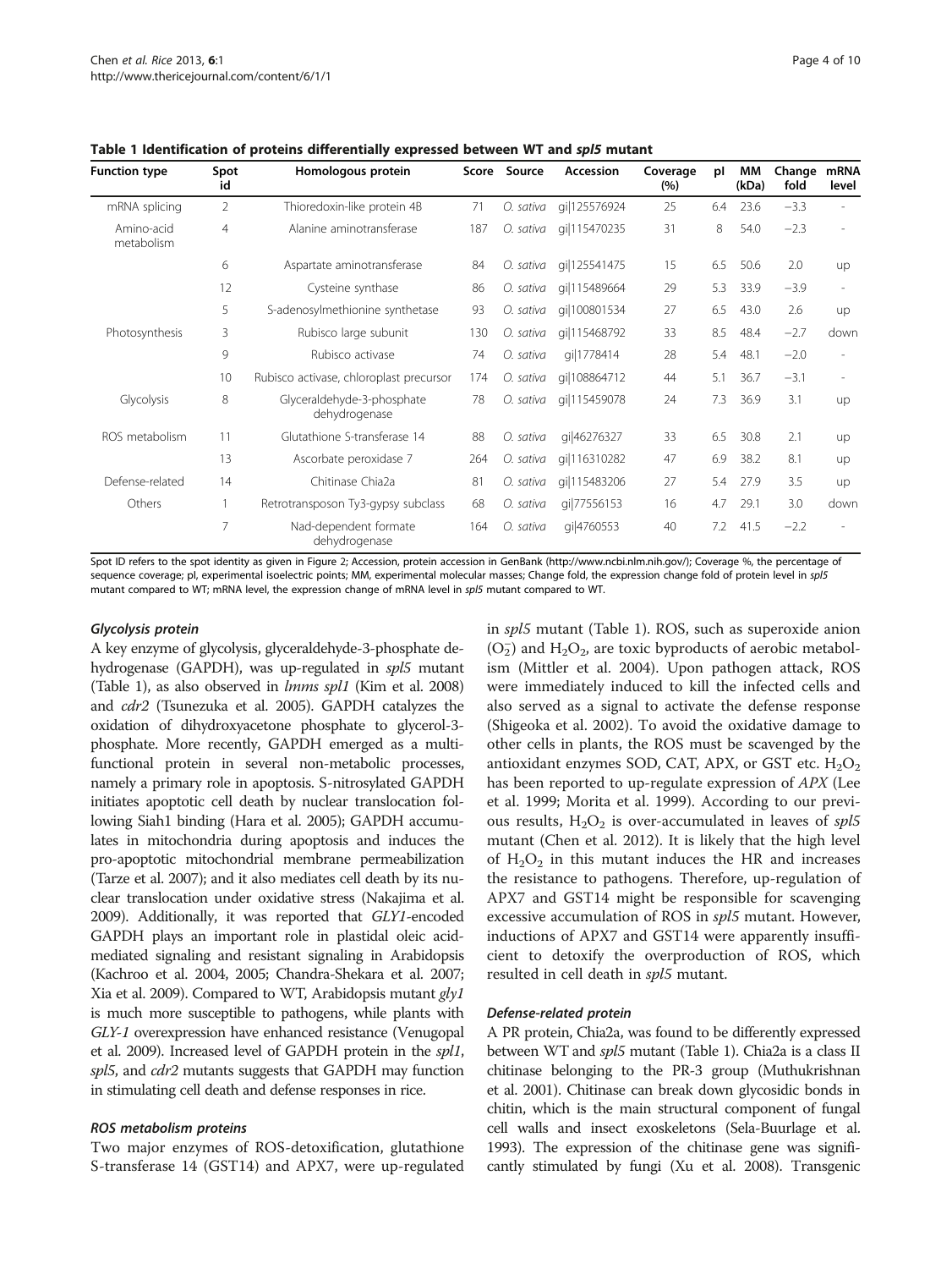**Table 1 Identification of proteins differentially expressed between WT and *spl5* mutant**

| Function type | Spot id | Homologous protein | Score | Source | Accession | Coverage (%) | pI | MM (kDa) | Change fold | mRNA level |
|---|---|---|---|---|---|---|---|---|---|---|
| mRNA splicing | 2 | Thioredoxin-like protein 4B | 71 | *O. sativa* | gi\|125576924 | 25 | 6.4 | 23.6 | −3.3 | - |
| Amino-acid metabolism | 4 | Alanine aminotransferase | 187 | *O. sativa* | gi\|115470235 | 31 | 8 | 54.0 | −2.3 | - |
| | 6 | Aspartate aminotransferase | 84 | *O. sativa* | gi\|125541475 | 15 | 6.5 | 50.6 | 2.0 | up |
| | 12 | Cysteine synthase | 86 | *O. sativa* | gi\|115489664 | 29 | 5.3 | 33.9 | −3.9 | - |
| | 5 | S-adenosylmethionine synthetase | 93 | *O. sativa* | gi\|100801534 | 27 | 6.5 | 43.0 | 2.6 | up |
| Photosynthesis | 3 | Rubisco large subunit | 130 | *O. sativa* | gi\|115468792 | 33 | 8.5 | 48.4 | −2.7 | down |
| | 9 | Rubisco activase | 74 | *O. sativa* | gi\|1778414 | 28 | 5.4 | 48.1 | −2.0 | - |
| | 10 | Rubisco activase, chloroplast precursor | 174 | *O. sativa* | gi\|108864712 | 44 | 5.1 | 36.7 | −3.1 | - |
| Glycolysis | 8 | Glyceraldehyde-3-phosphate dehydrogenase | 78 | *O. sativa* | gi\|115459078 | 24 | 7.3 | 36.9 | 3.1 | up |
| ROS metabolism | 11 | Glutathione S-transferase 14 | 88 | *O. sativa* | gi\|46276327 | 33 | 6.5 | 30.8 | 2.1 | up |
| | 13 | Ascorbate peroxidase 7 | 264 | *O. sativa* | gi\|116310282 | 47 | 6.9 | 38.2 | 8.1 | up |
| Defense-related | 14 | Chitinase Chia2a | 81 | *O. sativa* | gi\|115483206 | 27 | 5.4 | 27.9 | 3.5 | up |
| Others | 1 | Retrotransposon Ty3-gypsy subclass | 68 | *O. sativa* | gi\|77556153 | 16 | 4.7 | 29.1 | 3.0 | down |
| | 7 | Nad-dependent formate dehydrogenase | 164 | *O. sativa* | gi\|4760553 | 40 | 7.2 | 41.5 | −2.2 | - |

Spot ID refers to the spot identity as given in Figure 2; Accession, protein accession in GenBank (http://www.ncbi.nlm.nih.gov/); Coverage %, the percentage of sequence coverage; pI, experimental isoelectric points; MM, experimental molecular masses; Change fold, the expression change fold of protein level in *spl5* mutant compared to WT; mRNA level, the expression change of mRNA level in *spl5* mutant compared to WT.

### *Glycolysis protein*

A key enzyme of glycolysis, glyceraldehyde-3-phosphate dehydrogenase (GAPDH), was up-regulated in *spl5* mutant (Table 1), as also observed in *lmms spl1* (Kim et al. 2008) and *cdr2* (Tsunezuka et al. 2005). GAPDH catalyzes the oxidation of dihydroxyacetone phosphate to glycerol-3-phosphate. More recently, GAPDH emerged as a multifunctional protein in several non-metabolic processes, namely a primary role in apoptosis. S-nitrosylated GAPDH initiates apoptotic cell death by nuclear translocation following Siah1 binding (Hara et al. 2005); GAPDH accumulates in mitochondria during apoptosis and induces the pro-apoptotic mitochondrial membrane permeabilization (Tarze et al. 2007); and it also mediates cell death by its nuclear translocation under oxidative stress (Nakajima et al. 2009). Additionally, it was reported that *GLY1*-encoded GAPDH plays an important role in plastidal oleic acid-mediated signaling and resistant signaling in Arabidopsis (Kachroo et al. 2004, 2005; Chandra-Shekara et al. 2007; Xia et al. 2009). Compared to WT, Arabidopsis mutant *gly1* is much more susceptible to pathogens, while plants with *GLY-1* overexpression have enhanced resistance (Venugopal et al. 2009). Increased level of GAPDH protein in the *spl1*, *spl5*, and *cdr2* mutants suggests that GAPDH may function in stimulating cell death and defense responses in rice.

### *ROS metabolism proteins*

Two major enzymes of ROS-detoxification, glutathione S-transferase 14 (GST14) and APX7, were up-regulated in *spl5* mutant (Table 1). ROS, such as superoxide anion ($O_2^-$) and $H_2O_2$, are toxic byproducts of aerobic metabolism (Mittler et al. 2004). Upon pathogen attack, ROS were immediately induced to kill the infected cells and also served as a signal to activate the defense response (Shigeoka et al. 2002). To avoid the oxidative damage to other cells in plants, the ROS must be scavenged by the antioxidant enzymes SOD, CAT, APX, or GST etc. $H_2O_2$ has been reported to up-regulate expression of *APX* (Lee et al. 1999; Morita et al. 1999). According to our previous results, $H_2O_2$ is over-accumulated in leaves of *spl5* mutant (Chen et al. 2012). It is likely that the high level of $H_2O_2$ in this mutant induces the HR and increases the resistance to pathogens. Therefore, up-regulation of APX7 and GST14 might be responsible for scavenging excessive accumulation of ROS in *spl5* mutant. However, inductions of APX7 and GST14 were apparently insufficient to detoxify the overproduction of ROS, which resulted in cell death in *spl5* mutant.

### *Defense-related protein*

A PR protein, Chia2a, was found to be differently expressed between WT and *spl5* mutant (Table 1). Chia2a is a class II chitinase belonging to the PR-3 group (Muthukrishnan et al. 2001). Chitinase can break down glycosidic bonds in chitin, which is the main structural component of fungal cell walls and insect exoskeletons (Sela-Buurlage et al. 1993). The expression of the chitinase gene was significantly stimulated by fungi (Xu et al. 2008). Transgenic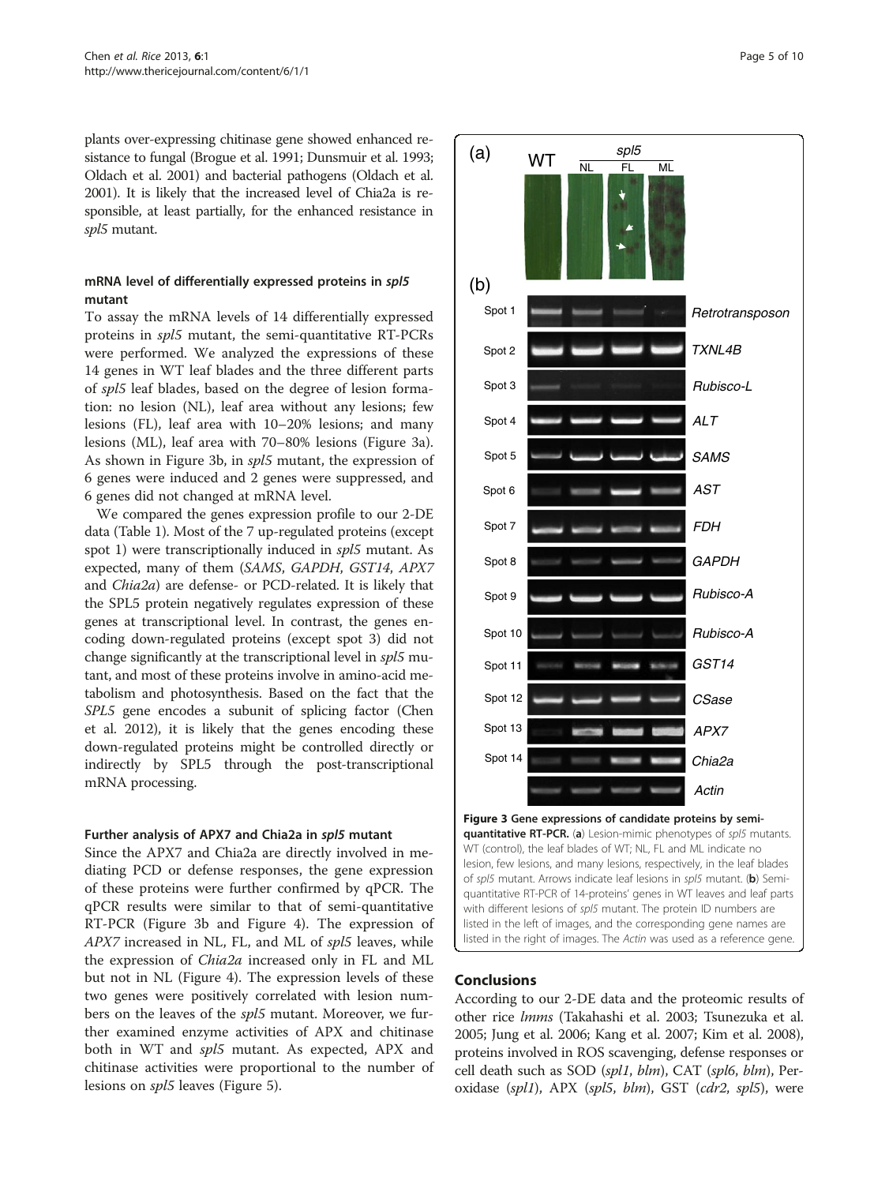plants over-expressing chitinase gene showed enhanced resistance to fungal (Brogue et al. 1991; Dunsmuir et al. 1993; Oldach et al. 2001) and bacterial pathogens (Oldach et al. 2001). It is likely that the increased level of Chia2a is responsible, at least partially, for the enhanced resistance in *spl5* mutant.

### mRNA level of differentially expressed proteins in *spl5* mutant

To assay the mRNA levels of 14 differentially expressed proteins in *spl5* mutant, the semi-quantitative RT-PCRs were performed. We analyzed the expressions of these 14 genes in WT leaf blades and the three different parts of *spl5* leaf blades, based on the degree of lesion formation: no lesion (NL), leaf area without any lesions; few lesions (FL), leaf area with 10–20% lesions; and many lesions (ML), leaf area with 70–80% lesions (Figure 3a). As shown in Figure 3b, in *spl5* mutant, the expression of 6 genes were induced and 2 genes were suppressed, and 6 genes did not changed at mRNA level.

We compared the genes expression profile to our 2-DE data (Table 1). Most of the 7 up-regulated proteins (except spot 1) were transcriptionally induced in *spl5* mutant. As expected, many of them (*SAMS*, *GAPDH*, *GST14*, *APX7* and *Chia2a*) are defense- or PCD-related. It is likely that the SPL5 protein negatively regulates expression of these genes at transcriptional level. In contrast, the genes encoding down-regulated proteins (except spot 3) did not change significantly at the transcriptional level in *spl5* mutant, and most of these proteins involve in amino-acid metabolism and photosynthesis. Based on the fact that the *SPL5* gene encodes a subunit of splicing factor (Chen et al. 2012), it is likely that the genes encoding these down-regulated proteins might be controlled directly or indirectly by SPL5 through the post-transcriptional mRNA processing.

### Further analysis of APX7 and Chia2a in *spl5* mutant

Since the APX7 and Chia2a are directly involved in mediating PCD or defense responses, the gene expression of these proteins were further confirmed by qPCR. The qPCR results were similar to that of semi-quantitative RT-PCR (Figure 3b and Figure 4). The expression of *APX7* increased in NL, FL, and ML of *spl5* leaves, while the expression of *Chia2a* increased only in FL and ML but not in NL (Figure 4). The expression levels of these two genes were positively correlated with lesion numbers on the leaves of the *spl5* mutant. Moreover, we further examined enzyme activities of APX and chitinase both in WT and *spl5* mutant. As expected, APX and chitinase activities were proportional to the number of lesions on *spl5* leaves (Figure 5).

**Figure 3 Gene expressions of candidate proteins by semi-quantitative RT-PCR.** (**a**) Lesion-mimic phenotypes of *spl5* mutants. WT (control), the leaf blades of WT; NL, FL and ML indicate no lesion, few lesions, and many lesions, respectively, in the leaf blades of *spl5* mutant. Arrows indicate leaf lesions in *spl5* mutant. (**b**) Semi-quantitative RT-PCR of 14-proteins' genes in WT leaves and leaf parts with different lesions of *spl5* mutant. The protein ID numbers are listed in the left of images, and the corresponding gene names are listed in the right of images. The *Actin* was used as a reference gene.

## Conclusions

According to our 2-DE data and the proteomic results of other rice *lmms* (Takahashi et al. 2003; Tsunezuka et al. 2005; Jung et al. 2006; Kang et al. 2007; Kim et al. 2008), proteins involved in ROS scavenging, defense responses or cell death such as SOD (*spl1*, *blm*), CAT (*spl6*, *blm*), Peroxidase (*spl1*), APX (*spl5*, *blm*), GST (*cdr2*, *spl5*), were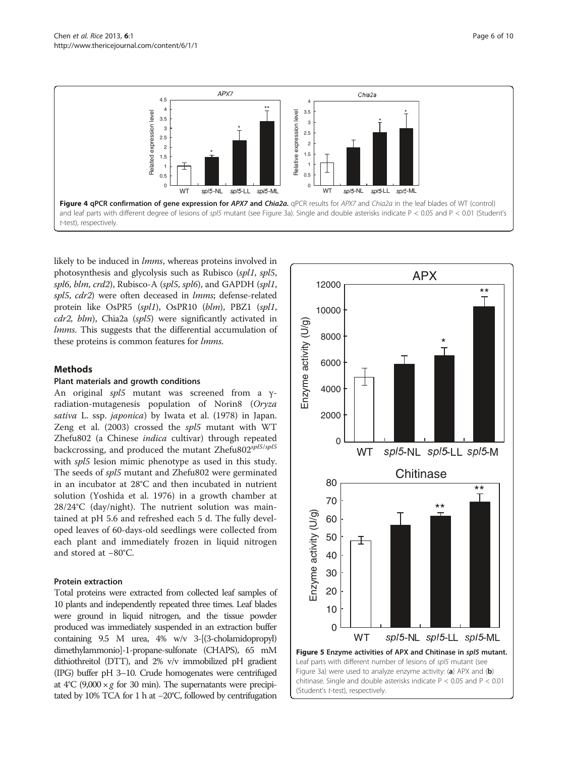**Figure 4 qPCR confirmation of gene expression for *APX7* and *Chia2a*.** qPCR results for *APX7* and *Chia2a* in the leaf blades of WT (control) and leaf parts with different degree of lesions of *spl5* mutant (see Figure 3a). Single and double asterisks indicate P < 0.05 and P < 0.01 (Student's *t*-test), respectively.

likely to be induced in *lmms*, whereas proteins involved in photosynthesis and glycolysis such as Rubisco (*spl1*, *spl5*, *spl6*, *blm*, *crd2*), Rubisco-A (*spl5*, *spl6*), and GAPDH (*spl1*, *spl5*, *cdr2*) were often deceased in *lmms*; defense-related protein like OsPR5 (*spl1*), OsPR10 (*blm*), PBZ1 (*spl1*, *cdr2*, *blm*), Chia2a (*spl5*) were significantly activated in *lmms*. This suggests that the differential accumulation of these proteins is common features for *lmms*.

## Methods

### Plant materials and growth conditions

An original *spl5* mutant was screened from a γ-radiation-mutagenesis population of Norin8 (*Oryza sativa* L. ssp. *japonica*) by Iwata et al. (1978) in Japan. Zeng et al. (2003) crossed the *spl5* mutant with WT Zhefu802 (a Chinese *indica* cultivar) through repeated backcrossing, and produced the mutant Zhefu802$^{spl5/spl5}$ with *spl5* lesion mimic phenotype as used in this study. The seeds of *spl5* mutant and Zhefu802 were germinated in an incubator at 28°C and then incubated in nutrient solution (Yoshida et al. 1976) in a growth chamber at 28/24°C (day/night). The nutrient solution was maintained at pH 5.6 and refreshed each 5 d. The fully developed leaves of 60-days-old seedlings were collected from each plant and immediately frozen in liquid nitrogen and stored at −80°C.

### Protein extraction

Total proteins were extracted from collected leaf samples of 10 plants and independently repeated three times. Leaf blades were ground in liquid nitrogen, and the tissue powder produced was immediately suspended in an extraction buffer containing 9.5 M urea, 4% w/v 3-[(3-cholamidopropyl) dimethylammonio]-1-propane-sulfonate (CHAPS), 65 mM dithiothreitol (DTT), and 2% v/v immobilized pH gradient (IPG) buffer pH 3–10. Crude homogenates were centrifuged at 4°C (9,000 × *g* for 30 min). The supernatants were precipitated by 10% TCA for 1 h at −20°C, followed by centrifugation

**Figure 5 Enzyme activities of APX and Chitinase in *spl5* mutant.** Leaf parts with different number of lesions of *spl5* mutant (see Figure 3a) were used to analyze enzyme activity: (**a**) APX and (**b**) chitinase. Single and double asterisks indicate P < 0.05 and P < 0.01 (Student's *t*-test), respectively.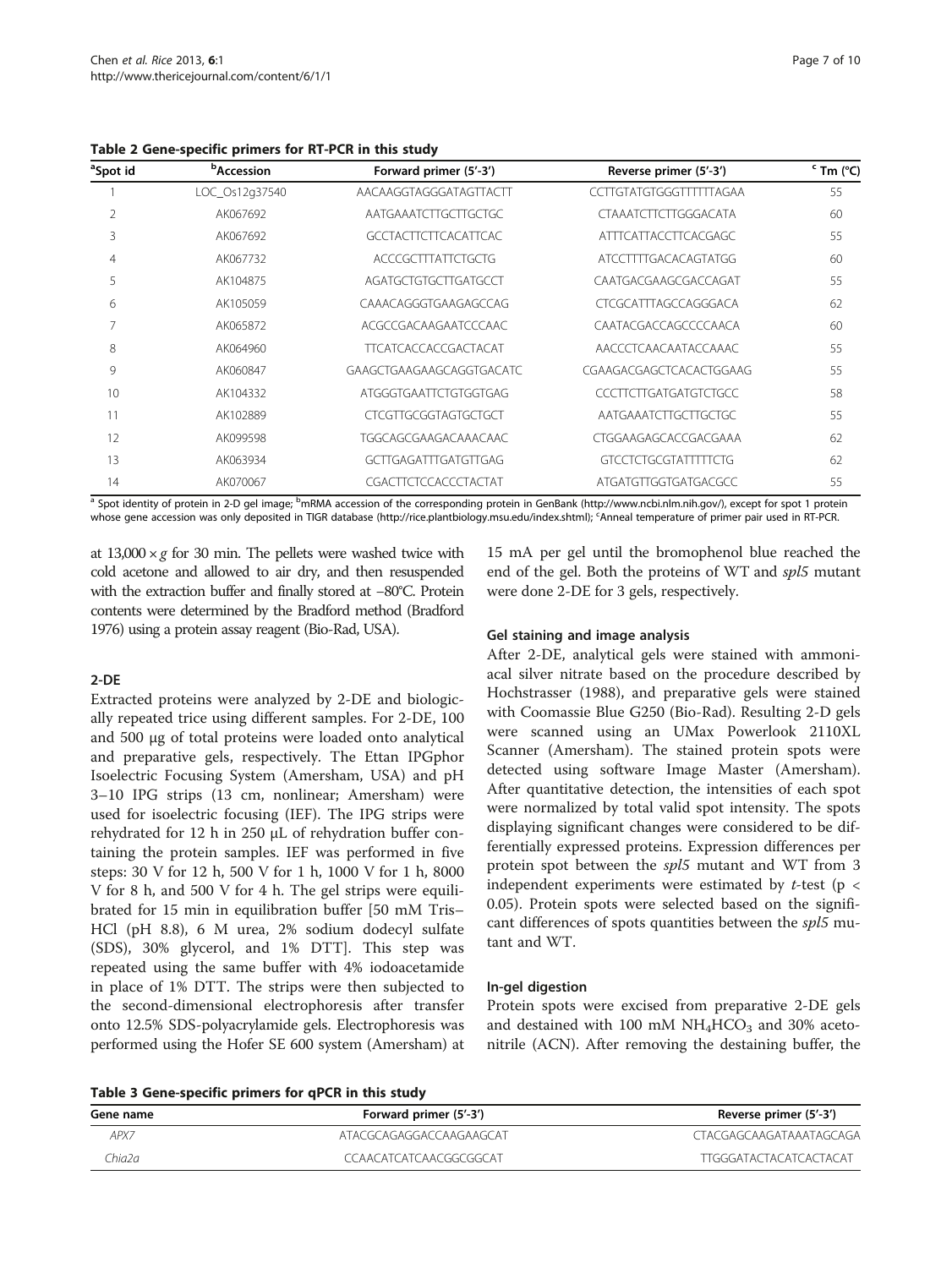**Table 2 Gene-specific primers for RT-PCR in this study**

| [a]Spot id | [b]Accession | Forward primer (5'-3') | Reverse primer (5'-3') | [c] Tm (°C) |
|---|---|---|---|---|
| 1 | LOC_Os12g37540 | AACAAGGTAGGGATAGTTACTT | CCTTGTATGTGGGTTTTTTAGAA | 55 |
| 2 | AK067692 | AATGAAATCTTGCTTGCTGC | CTAAATCTTCTTGGGACATA | 60 |
| 3 | AK067692 | GCCTACTTCTTCACATTCAC | ATTTCATTACCTTCACGAGC | 55 |
| 4 | AK067732 | ACCCGCTTTATTCTGCTG | ATCCTTTTGACACAGTATGG | 60 |
| 5 | AK104875 | AGATGCTGTGCTTGATGCCT | CAATGACGAAGCGACCAGAT | 55 |
| 6 | AK105059 | CAAACAGGGTGAAGAGCCAG | CTCGCATTTAGCCAGGGACA | 62 |
| 7 | AK065872 | ACGCCGACAAGAATCCCAAC | CAATACGACCAGCCCCAACA | 60 |
| 8 | AK064960 | TTCATCACCACCGACTACAT | AACCCTCAACAATACCAAAC | 55 |
| 9 | AK060847 | GAAGCTGAAGAAGCAGGTGACATC | CGAAGACGAGCTCACACTGGAAG | 55 |
| 10 | AK104332 | ATGGGTGAATTCTGTGGTGAG | CCCTTCTTGATGATGTCTGCC | 58 |
| 11 | AK102889 | CTCGTTGCGGTAGTGCTGCT | AATGAAATCTTGCTTGCTGC | 55 |
| 12 | AK099598 | TGGCAGCGAAGACAAACAAC | CTGGAAGAGCACCGACGAAA | 62 |
| 13 | AK063934 | GCTTGAGATTTGATGTTGAG | GTCCTCTGCGTATTTTTCTG | 62 |
| 14 | AK070067 | CGACTTCTCCACCCTACTAT | ATGATGTTGGTGATGACGCC | 55 |

[a] Spot identity of protein in 2-D gel image; [b]mRMA accession of the corresponding protein in GenBank (http://www.ncbi.nlm.nih.gov/), except for spot 1 protein whose gene accession was only deposited in TIGR database (http://rice.plantbiology.msu.edu/index.shtml); [c]Anneal temperature of primer pair used in RT-PCR.

at 13,000 × *g* for 30 min. The pellets were washed twice with cold acetone and allowed to air dry, and then resuspended with the extraction buffer and finally stored at −80°C. Protein contents were determined by the Bradford method (Bradford 1976) using a protein assay reagent (Bio-Rad, USA).

### 2-DE

Extracted proteins were analyzed by 2-DE and biologically repeated trice using different samples. For 2-DE, 100 and 500 μg of total proteins were loaded onto analytical and preparative gels, respectively. The Ettan IPGphor Isoelectric Focusing System (Amersham, USA) and pH 3–10 IPG strips (13 cm, nonlinear; Amersham) were used for isoelectric focusing (IEF). The IPG strips were rehydrated for 12 h in 250 μL of rehydration buffer containing the protein samples. IEF was performed in five steps: 30 V for 12 h, 500 V for 1 h, 1000 V for 1 h, 8000 V for 8 h, and 500 V for 4 h. The gel strips were equilibrated for 15 min in equilibration buffer [50 mM Tris–HCl (pH 8.8), 6 M urea, 2% sodium dodecyl sulfate (SDS), 30% glycerol, and 1% DTT]. This step was repeated using the same buffer with 4% iodoacetamide in place of 1% DTT. The strips were then subjected to the second-dimensional electrophoresis after transfer onto 12.5% SDS-polyacrylamide gels. Electrophoresis was performed using the Hofer SE 600 system (Amersham) at 15 mA per gel until the bromophenol blue reached the end of the gel. Both the proteins of WT and *spl5* mutant were done 2-DE for 3 gels, respectively.

### Gel staining and image analysis

After 2-DE, analytical gels were stained with ammoniacal silver nitrate based on the procedure described by Hochstrasser (1988), and preparative gels were stained with Coomassie Blue G250 (Bio-Rad). Resulting 2-D gels were scanned using an UMax Powerlook 2110XL Scanner (Amersham). The stained protein spots were detected using software Image Master (Amersham). After quantitative detection, the intensities of each spot were normalized by total valid spot intensity. The spots displaying significant changes were considered to be differentially expressed proteins. Expression differences per protein spot between the *spl5* mutant and WT from 3 independent experiments were estimated by *t*-test ($p < 0.05$). Protein spots were selected based on the significant differences of spots quantities between the *spl5* mutant and WT.

### In-gel digestion

Protein spots were excised from preparative 2-DE gels and destained with 100 mM $NH_4HCO_3$ and 30% acetonitrile (ACN). After removing the destaining buffer, the

**Table 3 Gene-specific primers for qPCR in this study**

| Gene name | Forward primer (5'-3') | Reverse primer (5'-3') |
|---|---|---|
| *APX7* | ATACGCAGAGGACCAAGAAGCAT | CTACGAGCAAGATAAATAGCAGA |
| *Chia2a* | CCAACATCATCAACGGCGGCAT | TTGGGATACTACATCACTACAT |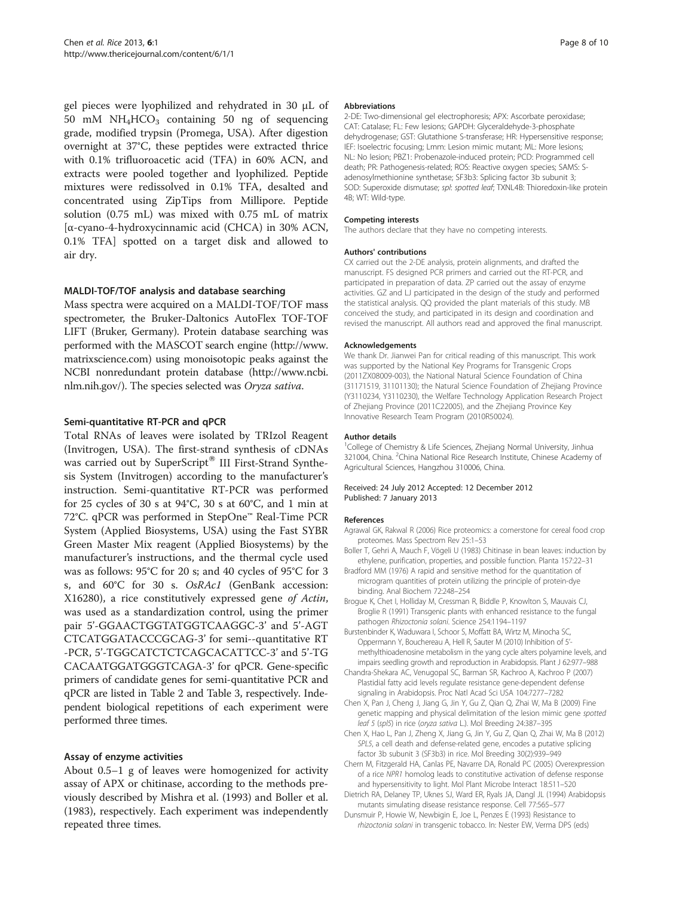gel pieces were lyophilized and rehydrated in 30 μL of 50 mM $NH_4HCO_3$ containing 50 ng of sequencing grade, modified trypsin (Promega, USA). After digestion overnight at 37°C, these peptides were extracted thrice with 0.1% trifluoroacetic acid (TFA) in 60% ACN, and extracts were pooled together and lyophilized. Peptide mixtures were redissolved in 0.1% TFA, desalted and concentrated using ZipTips from Millipore. Peptide solution (0.75 mL) was mixed with 0.75 mL of matrix [α-cyano-4-hydroxycinnamic acid (CHCA) in 30% ACN, 0.1% TFA] spotted on a target disk and allowed to air dry.

### MALDI-TOF/TOF analysis and database searching

Mass spectra were acquired on a MALDI-TOF/TOF mass spectrometer, the Bruker-Daltonics AutoFlex TOF-TOF LIFT (Bruker, Germany). Protein database searching was performed with the MASCOT search engine (http://www.matrixscience.com) using monoisotopic peaks against the NCBI nonredundant protein database (http://www.ncbi.nlm.nih.gov/). The species selected was *Oryza sativa*.

### Semi-quantitative RT-PCR and qPCR

Total RNAs of leaves were isolated by TRIzol Reagent (Invitrogen, USA). The first-strand synthesis of cDNAs was carried out by SuperScript® III First-Strand Synthesis System (Invitrogen) according to the manufacturer's instruction. Semi-quantitative RT-PCR was performed for 25 cycles of 30 s at 94°C, 30 s at 60°C, and 1 min at 72°C. qPCR was performed in StepOne™ Real-Time PCR System (Applied Biosystems, USA) using the Fast SYBR Green Master Mix reagent (Applied Biosystems) by the manufacturer's instructions, and the thermal cycle used was as follows: 95°C for 20 s; and 40 cycles of 95°C for 3 s, and 60°C for 30 s. *OsRAc1* (GenBank accession: X16280), a rice constitutively expressed gene *of Actin*, was used as a standardization control, using the primer pair 5'-GGAACTGGTATGGTCAAGGC-3' and 5'-AGTCTCATGGATACCCGCAG-3' for semi--quantitative RT-PCR, 5'-TGGCATCTCTCAGCACATTCC-3' and 5'-TGCACAATGGATGGGTCAGA-3' for qPCR. Gene-specific primers of candidate genes for semi-quantitative PCR and qPCR are listed in Table 2 and Table 3, respectively. Independent biological repetitions of each experiment were performed three times.

### Assay of enzyme activities

About 0.5–1 g of leaves were homogenized for activity assay of APX or chitinase, according to the methods previously described by Mishra et al. (1993) and Boller et al. (1983), respectively. Each experiment was independently repeated three times.

#### Abbreviations

2-DE: Two-dimensional gel electrophoresis; APX: Ascorbate peroxidase; CAT: Catalase; FL: Few lesions; GAPDH: Glyceraldehyde-3-phosphate dehydrogenase; GST: Glutathione S-transferase; HR: Hypersensitive response; IEF: Isoelectric focusing; Lmm: Lesion mimic mutant; ML: More lesions; NL: No lesion; PBZ1: Probenazole-induced protein; PCD: Programmed cell death; PR: Pathogenesis-related; ROS: Reactive oxygen species; SAMS: S-adenosylmethionine synthetase; SF3b3: Splicing factor 3b subunit 3; SOD: Superoxide dismutase; *spl*: *spotted leaf*; TXNL4B: Thioredoxin-like protein 4B; WT: Wild-type.

#### Competing interests

The authors declare that they have no competing interests.

#### Authors' contributions

CX carried out the 2-DE analysis, protein alignments, and drafted the manuscript. FS designed PCR primers and carried out the RT-PCR, and participated in preparation of data. ZP carried out the assay of enzyme activities. GZ and LJ participated in the design of the study and performed the statistical analysis. QQ provided the plant materials of this study. MB conceived the study, and participated in its design and coordination and revised the manuscript. All authors read and approved the final manuscript.

#### Acknowledgements

We thank Dr. Jianwei Pan for critical reading of this manuscript. This work was supported by the National Key Programs for Transgenic Crops (2011ZX08009-003), the National Natural Science Foundation of China (31171519, 31101130); the Natural Science Foundation of Zhejiang Province (Y3110234, Y3110230), the Welfare Technology Application Research Project of Zhejiang Province (2011C22005), and the Zhejiang Province Key Innovative Research Team Program (2010R50024).

#### Author details

[1]College of Chemistry & Life Sciences, Zhejiang Normal University, Jinhua 321004, China. [2]China National Rice Research Institute, Chinese Academy of Agricultural Sciences, Hangzhou 310006, China.

Received: 24 July 2012 Accepted: 12 December 2012
Published: 7 January 2013

#### References

- Agrawal GK, Rakwal R (2006) Rice proteomics: a cornerstone for cereal food crop proteomes. Mass Spectrom Rev 25:1–53
- Boller T, Gehri A, Mauch F, Vögeli U (1983) Chitinase in bean leaves: induction by ethylene, purification, properties, and possible function. Planta 157:22–31
- Bradford MM (1976) A rapid and sensitive method for the quantitation of microgram quantities of protein utilizing the principle of protein-dye binding. Anal Biochem 72:248–254
- Brogue K, Chet I, Holliday M, Cressman R, Biddle P, Knowlton S, Mauvais CJ, Broglie R (1991) Transgenic plants with enhanced resistance to the fungal pathogen *Rhizoctonia solani*. Science 254:1194–1197
- Burstenbinder K, Waduwara I, Schoor S, Moffatt BA, Wirtz M, Minocha SC, Oppermann Y, Bouchereau A, Hell R, Sauter M (2010) Inhibition of 5'-methylthioadenosine metabolism in the yang cycle alters polyamine levels, and impairs seedling growth and reproduction in Arabidopsis. Plant J 62:977–988
- Chandra-Shekara AC, Venugopal SC, Barman SR, Kachroo A, Kachroo P (2007) Plastidial fatty acid levels regulate resistance gene-dependent defense signaling in Arabidopsis. Proc Natl Acad Sci USA 104:7277–7282
- Chen X, Pan J, Cheng J, Jiang G, Jin Y, Gu Z, Qian Q, Zhai W, Ma B (2009) Fine genetic mapping and physical delimitation of the lesion mimic gene *spotted leaf 5* (*spl5*) in rice (*oryza sativa* L.). Mol Breeding 24:387–395
- Chen X, Hao L, Pan J, Zheng X, Jiang G, Jin Y, Gu Z, Qian Q, Zhai W, Ma B (2012) *SPL5*, a cell death and defense-related gene, encodes a putative splicing factor 3b subunit 3 (SF3b3) in rice. Mol Breeding 30(2):939–949
- Chern M, Fitzgerald HA, Canlas PE, Navarre DA, Ronald PC (2005) Overexpression of a rice *NPR1* homolog leads to constitutive activation of defense response and hypersensitivity to light. Mol Plant Microbe Interact 18:511–520
- Dietrich RA, Delaney TP, Uknes SJ, Ward ER, Ryals JA, Dangl JL (1994) Arabidopsis mutants simulating disease resistance response. Cell 77:565–577
- Dunsmuir P, Howie W, Newbigin E, Joe L, Penzes E (1993) Resistance to *rhizoctonia solani* in transgenic tobacco. In: Nester EW, Verma DPS (eds)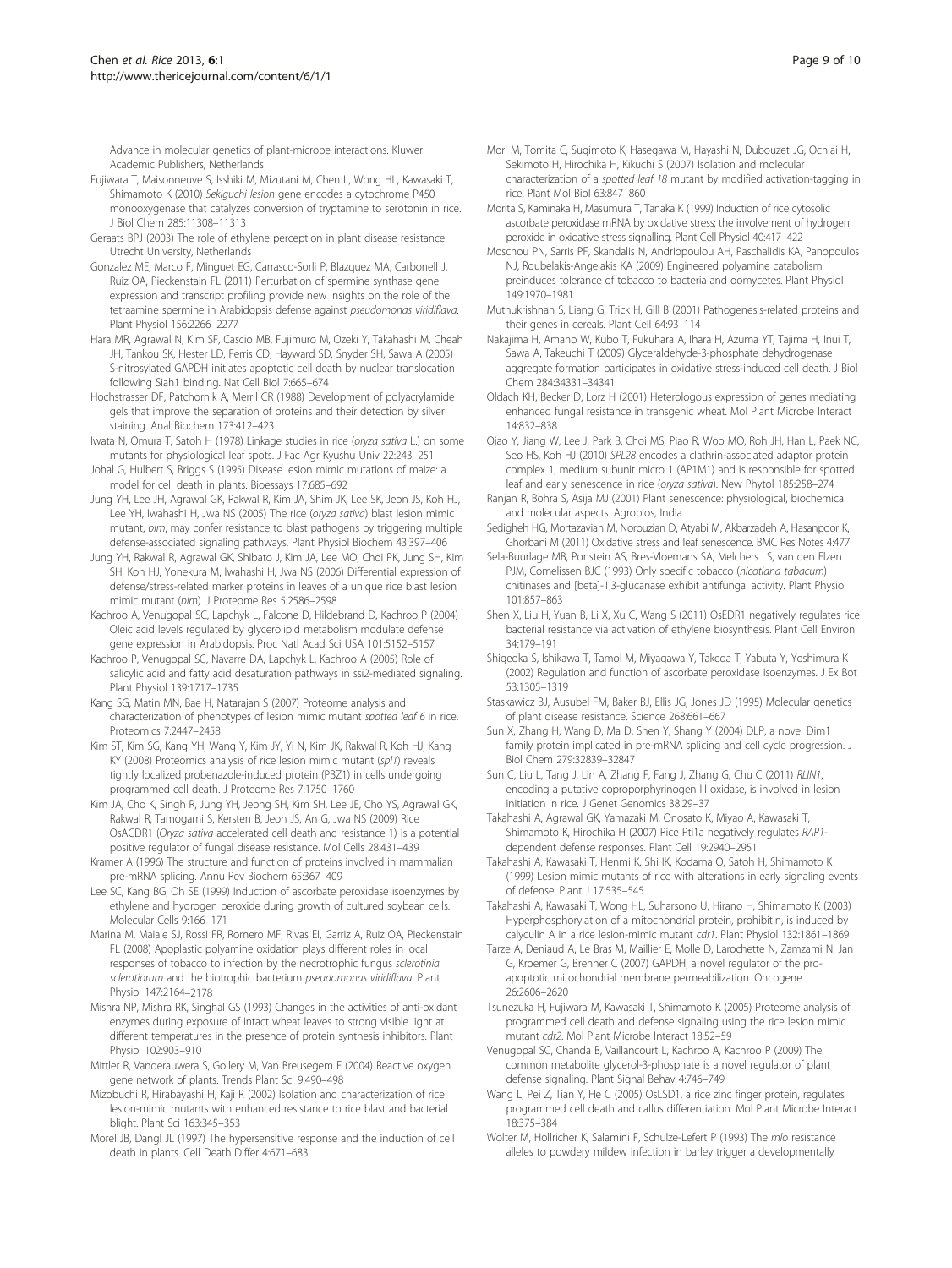Advance in molecular genetics of plant-microbe interactions. Kluwer Academic Publishers, Netherlands

Fujiwara T, Maisonneuve S, Isshiki M, Mizutani M, Chen L, Wong HL, Kawasaki T, Shimamoto K (2010) *Sekiguchi lesion* gene encodes a cytochrome P450 monooxygenase that catalyzes conversion of tryptamine to serotonin in rice. J Biol Chem 285:11308–11313

Geraats BPJ (2003) The role of ethylene perception in plant disease resistance. Utrecht University, Netherlands

Gonzalez ME, Marco F, Minguet EG, Carrasco-Sorli P, Blazquez MA, Carbonell J, Ruiz OA, Pieckenstain FL (2011) Perturbation of spermine synthase gene expression and transcript profiling provide new insights on the role of the tetraamine spermine in Arabidopsis defense against *pseudomonas viridiflava*. Plant Physiol 156:2266–2277

Hara MR, Agrawal N, Kim SF, Cascio MB, Fujimuro M, Ozeki Y, Takahashi M, Cheah JH, Tankou SK, Hester LD, Ferris CD, Hayward SD, Snyder SH, Sawa A (2005) S-nitrosylated GAPDH initiates apoptotic cell death by nuclear translocation following Siah1 binding. Nat Cell Biol 7:665–674

Hochstrasser DF, Patchornik A, Merril CR (1988) Development of polyacrylamide gels that improve the separation of proteins and their detection by silver staining. Anal Biochem 173:412–423

Iwata N, Omura T, Satoh H (1978) Linkage studies in rice (*oryza sativa* L.) on some mutants for physiological leaf spots. J Fac Agr Kyushu Univ 22:243–251

Johal G, Hulbert S, Briggs S (1995) Disease lesion mimic mutations of maize: a model for cell death in plants. Bioessays 17:685–692

Jung YH, Lee JH, Agrawal GK, Rakwal R, Kim JA, Shim JK, Lee SK, Jeon JS, Koh HJ, Lee YH, Iwahashi H, Jwa NS (2005) The rice (*oryza sativa*) blast lesion mimic mutant, *blm*, may confer resistance to blast pathogens by triggering multiple defense-associated signaling pathways. Plant Physiol Biochem 43:397–406

Jung YH, Rakwal R, Agrawal GK, Shibato J, Kim JA, Lee MO, Choi PK, Jung SH, Kim SH, Koh HJ, Yonekura M, Iwahashi H, Jwa NS (2006) Differential expression of defense/stress-related marker proteins in leaves of a unique rice blast lesion mimic mutant (*blm*). J Proteome Res 5:2586–2598

Kachroo A, Venugopal SC, Lapchyk L, Falcone D, Hildebrand D, Kachroo P (2004) Oleic acid levels regulated by glycerolipid metabolism modulate defense gene expression in Arabidopsis. Proc Natl Acad Sci USA 101:5152–5157

Kachroo P, Venugopal SC, Navarre DA, Lapchyk L, Kachroo A (2005) Role of salicylic acid and fatty acid desaturation pathways in ssi2-mediated signaling. Plant Physiol 139:1717–1735

Kang SG, Matin MN, Bae H, Natarajan S (2007) Proteome analysis and characterization of phenotypes of lesion mimic mutant *spotted leaf 6* in rice. Proteomics 7:2447–2458

Kim ST, Kim SG, Kang YH, Wang Y, Kim JY, Yi N, Kim JK, Rakwal R, Koh HJ, Kang KY (2008) Proteomics analysis of rice lesion mimic mutant (*spl1*) reveals tightly localized probenazole-induced protein (PBZ1) in cells undergoing programmed cell death. J Proteome Res 7:1750–1760

Kim JA, Cho K, Singh R, Jung YH, Jeong SH, Kim SH, Lee JE, Cho YS, Agrawal GK, Rakwal R, Tamogami S, Kersten B, Jeon JS, An G, Jwa NS (2009) Rice OsACDR1 (*Oryza sativa* accelerated cell death and resistance 1) is a potential positive regulator of fungal disease resistance. Mol Cells 28:431–439

Kramer A (1996) The structure and function of proteins involved in mammalian pre-mRNA splicing. Annu Rev Biochem 65:367–409

Lee SC, Kang BG, Oh SE (1999) Induction of ascorbate peroxidase isoenzymes by ethylene and hydrogen peroxide during growth of cultured soybean cells. Molecular Cells 9:166–171

Marina M, Maiale SJ, Rossi FR, Romero MF, Rivas EI, Garriz A, Ruiz OA, Pieckenstain FL (2008) Apoplastic polyamine oxidation plays different roles in local responses of tobacco to infection by the necrotrophic fungus *sclerotinia sclerotiorum* and the biotrophic bacterium *pseudomonas viridiflava*. Plant Physiol 147:2164–2178

Mishra NP, Mishra RK, Singhal GS (1993) Changes in the activities of anti-oxidant enzymes during exposure of intact wheat leaves to strong visible light at different temperatures in the presence of protein synthesis inhibitors. Plant Physiol 102:903–910

Mittler R, Vanderauwera S, Gollery M, Van Breusegem F (2004) Reactive oxygen gene network of plants. Trends Plant Sci 9:490–498

Mizobuchi R, Hirabayashi H, Kaji R (2002) Isolation and characterization of rice lesion-mimic mutants with enhanced resistance to rice blast and bacterial blight. Plant Sci 163:345–353

Morel JB, Dangl JL (1997) The hypersensitive response and the induction of cell death in plants. Cell Death Differ 4:671–683

Mori M, Tomita C, Sugimoto K, Hasegawa M, Hayashi N, Dubouzet JG, Ochiai H, Sekimoto H, Hirochika H, Kikuchi S (2007) Isolation and molecular characterization of a *spotted leaf 18* mutant by modified activation-tagging in rice. Plant Mol Biol 63:847–860

Morita S, Kaminaka H, Masumura T, Tanaka K (1999) Induction of rice cytosolic ascorbate peroxidase mRNA by oxidative stress; the involvement of hydrogen peroxide in oxidative stress signalling. Plant Cell Physiol 40:417–422

Moschou PN, Sarris PF, Skandalis N, Andriopoulou AH, Paschalidis KA, Panopoulos NJ, Roubelakis-Angelakis KA (2009) Engineered polyamine catabolism preinduces tolerance of tobacco to bacteria and oomycetes. Plant Physiol 149:1970–1981

Muthukrishnan S, Liang G, Trick H, Gill B (2001) Pathogenesis-related proteins and their genes in cereals. Plant Cell 64:93–114

Nakajima H, Amano W, Kubo T, Fukuhara A, Ihara H, Azuma YT, Tajima H, Inui T, Sawa A, Takeuchi T (2009) Glyceraldehyde-3-phosphate dehydrogenase aggregate formation participates in oxidative stress-induced cell death. J Biol Chem 284:34331–34341

Oldach KH, Becker D, Lorz H (2001) Heterologous expression of genes mediating enhanced fungal resistance in transgenic wheat. Mol Plant Microbe Interact 14:832–838

Qiao Y, Jiang W, Lee J, Park B, Choi MS, Piao R, Woo MO, Roh JH, Han L, Paek NC, Seo HS, Koh HJ (2010) *SPL28* encodes a clathrin-associated adaptor protein complex 1, medium subunit micro 1 (AP1M1) and is responsible for spotted leaf and early senescence in rice (*oryza sativa*). New Phytol 185:258–274

Ranjan R, Bohra S, Asija MJ (2001) Plant senescence: physiological, biochemical and molecular aspects. Agrobios, India

Sedigheh HG, Mortazavian M, Norouzian D, Atyabi M, Akbarzadeh A, Hasanpoor K, Ghorbani M (2011) Oxidative stress and leaf senescence. BMC Res Notes 4:477

Sela-Buurlage MB, Ponstein AS, Bres-Vloemans SA, Melchers LS, van den Elzen PJM, Cornelissen BJC (1993) Only specific tobacco (*nicotiana tabacum*) chitinases and [beta]-1,3-glucanase exhibit antifungal activity. Plant Physiol 101:857–863

Shen X, Liu H, Yuan B, Li X, Xu C, Wang S (2011) OsEDR1 negatively regulates rice bacterial resistance via activation of ethylene biosynthesis. Plant Cell Environ 34:179–191

Shigeoka S, Ishikawa T, Tamoi M, Miyagawa Y, Takeda T, Yabuta Y, Yoshimura K (2002) Regulation and function of ascorbate peroxidase isoenzymes. J Ex Bot 53:1305–1319

Staskawicz BJ, Ausubel FM, Baker BJ, Ellis JG, Jones JD (1995) Molecular genetics of plant disease resistance. Science 268:661–667

Sun X, Zhang H, Wang D, Ma D, Shen Y, Shang Y (2004) DLP, a novel Dim1 family protein implicated in pre-mRNA splicing and cell cycle progression. J Biol Chem 279:32839–32847

Sun C, Liu L, Tang J, Lin A, Zhang F, Fang J, Zhang G, Chu C (2011) *RLIN1*, encoding a putative coproporphyrinogen III oxidase, is involved in lesion initiation in rice. J Genet Genomics 38:29–37

Takahashi A, Agrawal GK, Yamazaki M, Onosato K, Miyao A, Kawasaki T, Shimamoto K, Hirochika H (2007) Rice Pti1a negatively regulates *RAR1*-dependent defense responses. Plant Cell 19:2940–2951

Takahashi A, Kawasaki T, Henmi K, Shi IK, Kodama O, Satoh H, Shimamoto K (1999) Lesion mimic mutants of rice with alterations in early signaling events of defense. Plant J 17:535–545

Takahashi A, Kawasaki T, Wong HL, Suharsono U, Hirano H, Shimamoto K (2003) Hyperphosphorylation of a mitochondrial protein, prohibitin, is induced by calyculin A in a rice lesion-mimic mutant *cdr1*. Plant Physiol 132:1861–1869

Tarze A, Deniaud A, Le Bras M, Maillier E, Molle D, Larochette N, Zamzami N, Jan G, Kroemer G, Brenner C (2007) GAPDH, a novel regulator of the pro-apoptotic mitochondrial membrane permeabilization. Oncogene 26:2606–2620

Tsunezuka H, Fujiwara M, Kawasaki T, Shimamoto K (2005) Proteome analysis of programmed cell death and defense signaling using the rice lesion mimic mutant *cdr2*. Mol Plant Microbe Interact 18:52–59

Venugopal SC, Chanda B, Vaillancourt L, Kachroo A, Kachroo P (2009) The common metabolite glycerol-3-phosphate is a novel regulator of plant defense signaling. Plant Signal Behav 4:746–749

Wang L, Pei Z, Tian Y, He C (2005) OsLSD1, a rice zinc finger protein, regulates programmed cell death and callus differentiation. Mol Plant Microbe Interact 18:375–384

Wolter M, Hollricher K, Salamini F, Schulze-Lefert P (1993) The *mlo* resistance alleles to powdery mildew infection in barley trigger a developmentally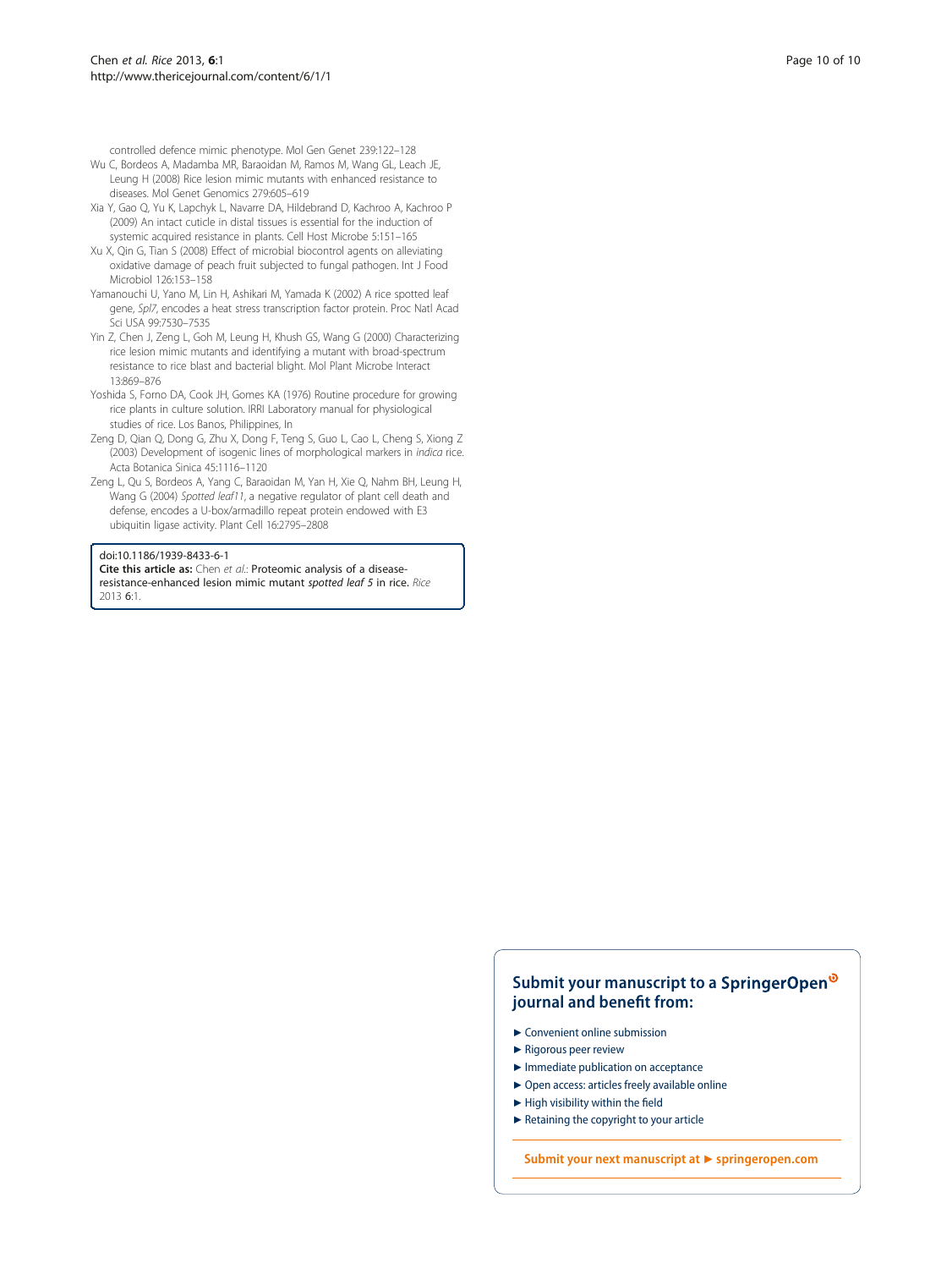controlled defence mimic phenotype. Mol Gen Genet 239:122–128

Wu C, Bordeos A, Madamba MR, Baraoidan M, Ramos M, Wang GL, Leach JE, Leung H (2008) Rice lesion mimic mutants with enhanced resistance to diseases. Mol Genet Genomics 279:605–619

Xia Y, Gao Q, Yu K, Lapchyk L, Navarre DA, Hildebrand D, Kachroo A, Kachroo P (2009) An intact cuticle in distal tissues is essential for the induction of systemic acquired resistance in plants. Cell Host Microbe 5:151–165

Xu X, Qin G, Tian S (2008) Effect of microbial biocontrol agents on alleviating oxidative damage of peach fruit subjected to fungal pathogen. Int J Food Microbiol 126:153–158

Yamanouchi U, Yano M, Lin H, Ashikari M, Yamada K (2002) A rice spotted leaf gene, *Spl7*, encodes a heat stress transcription factor protein. Proc Natl Acad Sci USA 99:7530–7535

Yin Z, Chen J, Zeng L, Goh M, Leung H, Khush GS, Wang G (2000) Characterizing rice lesion mimic mutants and identifying a mutant with broad-spectrum resistance to rice blast and bacterial blight. Mol Plant Microbe Interact 13:869–876

Yoshida S, Forno DA, Cook JH, Gomes KA (1976) Routine procedure for growing rice plants in culture solution. IRRI Laboratory manual for physiological studies of rice. Los Banos, Philippines, In

Zeng D, Qian Q, Dong G, Zhu X, Dong F, Teng S, Guo L, Cao L, Cheng S, Xiong Z (2003) Development of isogenic lines of morphological markers in *indica* rice. Acta Botanica Sinica 45:1116–1120

Zeng L, Qu S, Bordeos A, Yang C, Baraoidan M, Yan H, Xie Q, Nahm BH, Leung H, Wang G (2004) *Spotted leaf11*, a negative regulator of plant cell death and defense, encodes a U-box/armadillo repeat protein endowed with E3 ubiquitin ligase activity. Plant Cell 16:2795–2808

doi:10.1186/1939-8433-6-1
**Cite this article as:** Chen *et al.*: Proteomic analysis of a disease-resistance-enhanced lesion mimic mutant *spotted leaf 5* in rice. *Rice* 2013 **6**:1.

**Submit your manuscript to a SpringerOpen journal and benefit from:**

- ► Convenient online submission
- ► Rigorous peer review
- ► Immediate publication on acceptance
- ► Open access: articles freely available online
- ► High visibility within the field
- ► Retaining the copyright to your article

**Submit your next manuscript at ► springeropen.com**